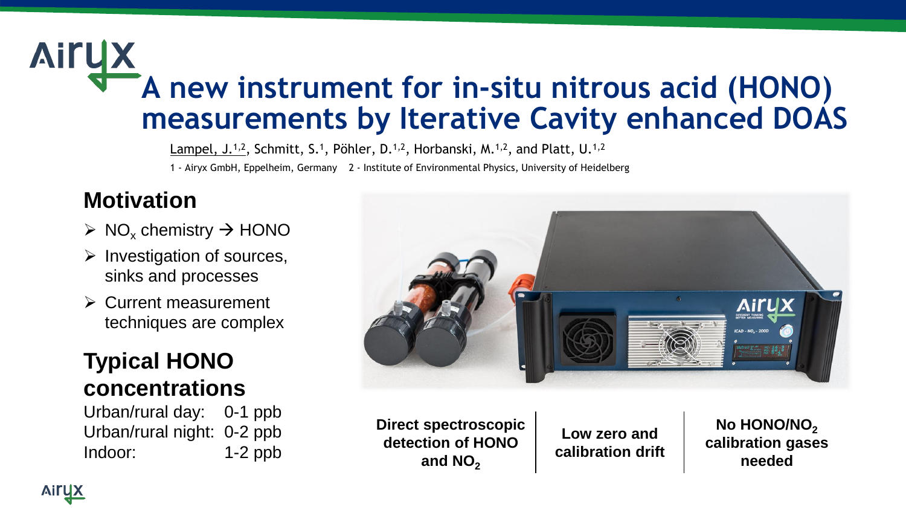# A new instrument for in-situ nitrous acid (HONO) measurements by Iterative Cavity enhanced DOAS

Lampel, J.[1,2], Schmitt, S.[1], Pöhler, D.[1,2], Horbanski, M.[1,2], and Platt, U.[1,2]

1 - Airyx GmbH, Eppelheim, Germany 2 - Institute of Environmental Physics, University of Heidelberg

## Motivation

- $NO_x$ chemistry → HONO
- Investigation of sources, sinks and processes
- Current measurement techniques are complex

## Typical HONO concentrations

| | |
|---|---|
| Urban/rural day: | 0-1 ppb |
| Urban/rural night: | 0-2 ppb |
| Indoor: | 1-2 ppb |

**Direct spectroscopic detection of HONO and $NO_2$**

**Low zero and calibration drift**

**No HONO/$NO_2$ calibration gases needed**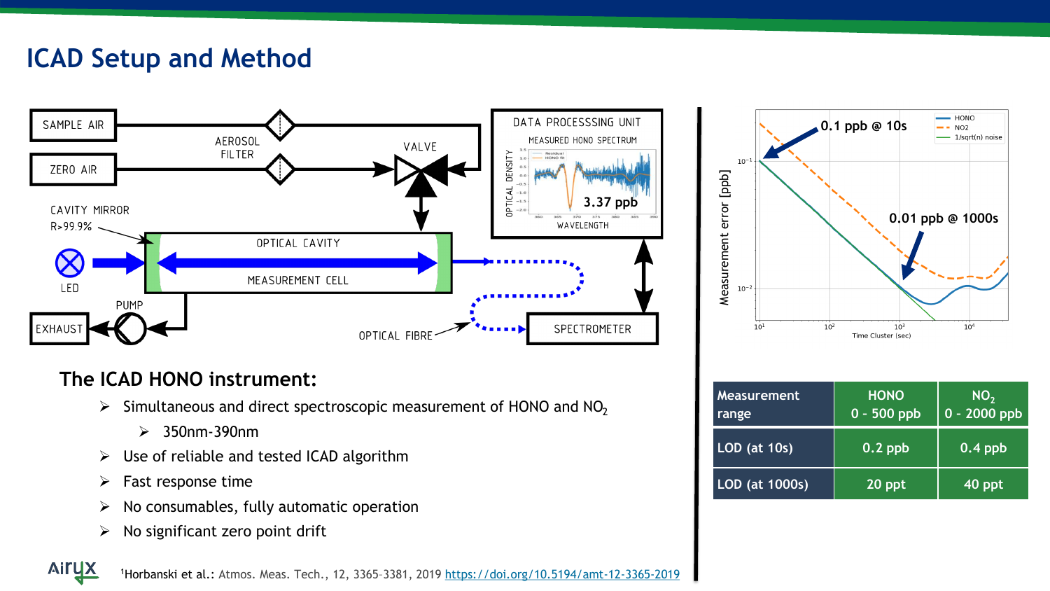# ICAD Setup and Method

### The ICAD HONO instrument:

- Simultaneous and direct spectroscopic measurement of HONO and $NO_2$
  - 350nm-390nm
- Use of reliable and tested ICAD algorithm
- Fast response time
- No consumables, fully automatic operation
- No significant zero point drift

| Measurement range | HONO 0 - 500 ppb | $NO_2$ 0 - 2000 ppb |
| --- | --- | --- |
| LOD (at 10s) | 0.2 ppb | 0.4 ppb |
| LOD (at 1000s) | 20 ppt | 40 ppt |

[1]Horbanski et al.: Atmos. Meas. Tech., 12, 3365–3381, 2019 https://doi.org/10.5194/amt-12-3365-2019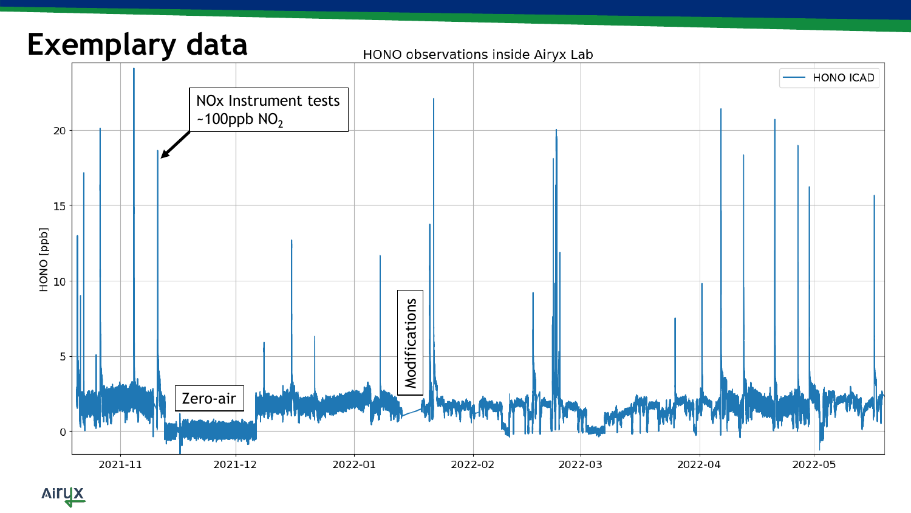# Exemplary data

HONO observations inside Airyx Lab

HONO ICAD

NOx Instrument tests ~100ppb $NO_2$

Zero-air

Modifications

HONO [ppb]

0, 5, 10, 15, 20

2021-11, 2021-12, 2022-01, 2022-02, 2022-03, 2022-04, 2022-05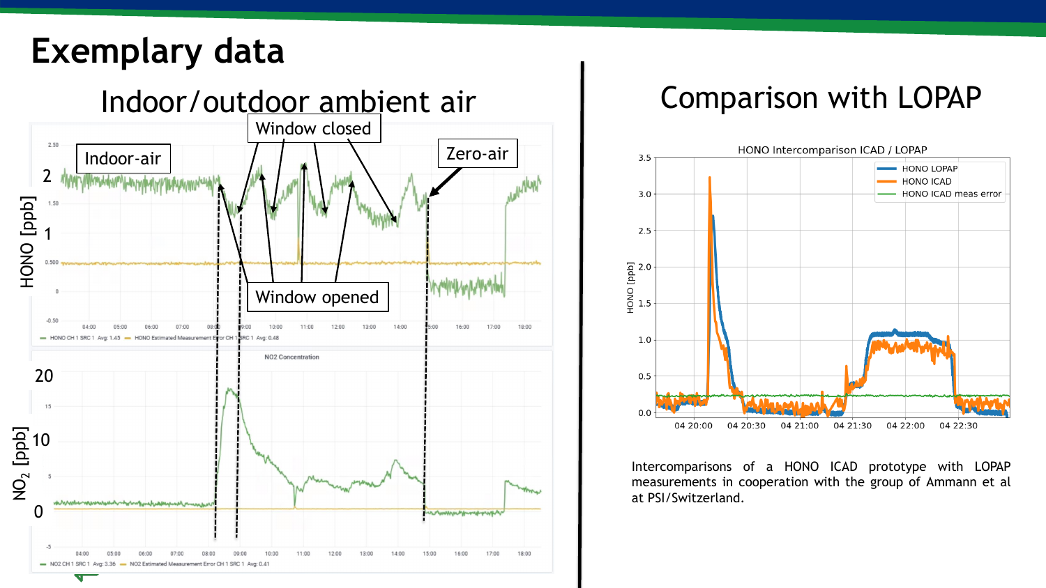# Exemplary data

## Indoor/outdoor ambient air

Indoor-air

Window closed

Zero-air

Window opened

HONO [ppb]

$NO_2$ [ppb]

## Comparison with LOPAP

HONO Intercomparison ICAD / LOPAP

Intercomparisons of a HONO ICAD prototype with LOPAP measurements in cooperation with the group of Ammann et al at PSI/Switzerland.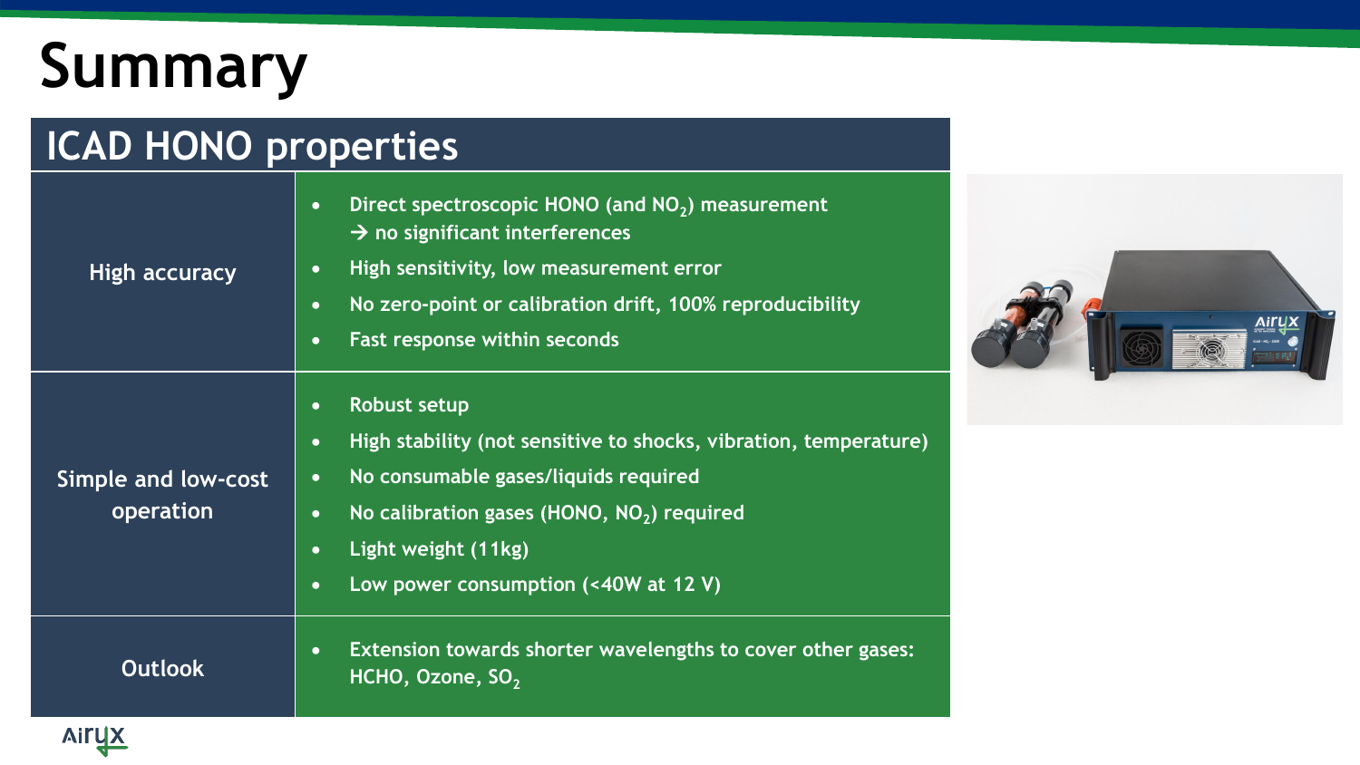# Summary

## ICAD HONO properties

| | |
|---|---|
| High accuracy | • Direct spectroscopic HONO (and $NO_2$) measurement → no significant interferences<br>• High sensitivity, low measurement error<br>• No zero-point or calibration drift, 100% reproducibility<br>• Fast response within seconds |
| Simple and low-cost operation | • Robust setup<br>• High stability (not sensitive to shocks, vibration, temperature)<br>• No consumable gases/liquids required<br>• No calibration gases (HONO, $NO_2$) required<br>• Light weight (11kg)<br>• Low power consumption (<40W at 12 V) |
| Outlook | • Extension towards shorter wavelengths to cover other gases: HCHO, Ozone, $SO_2$ |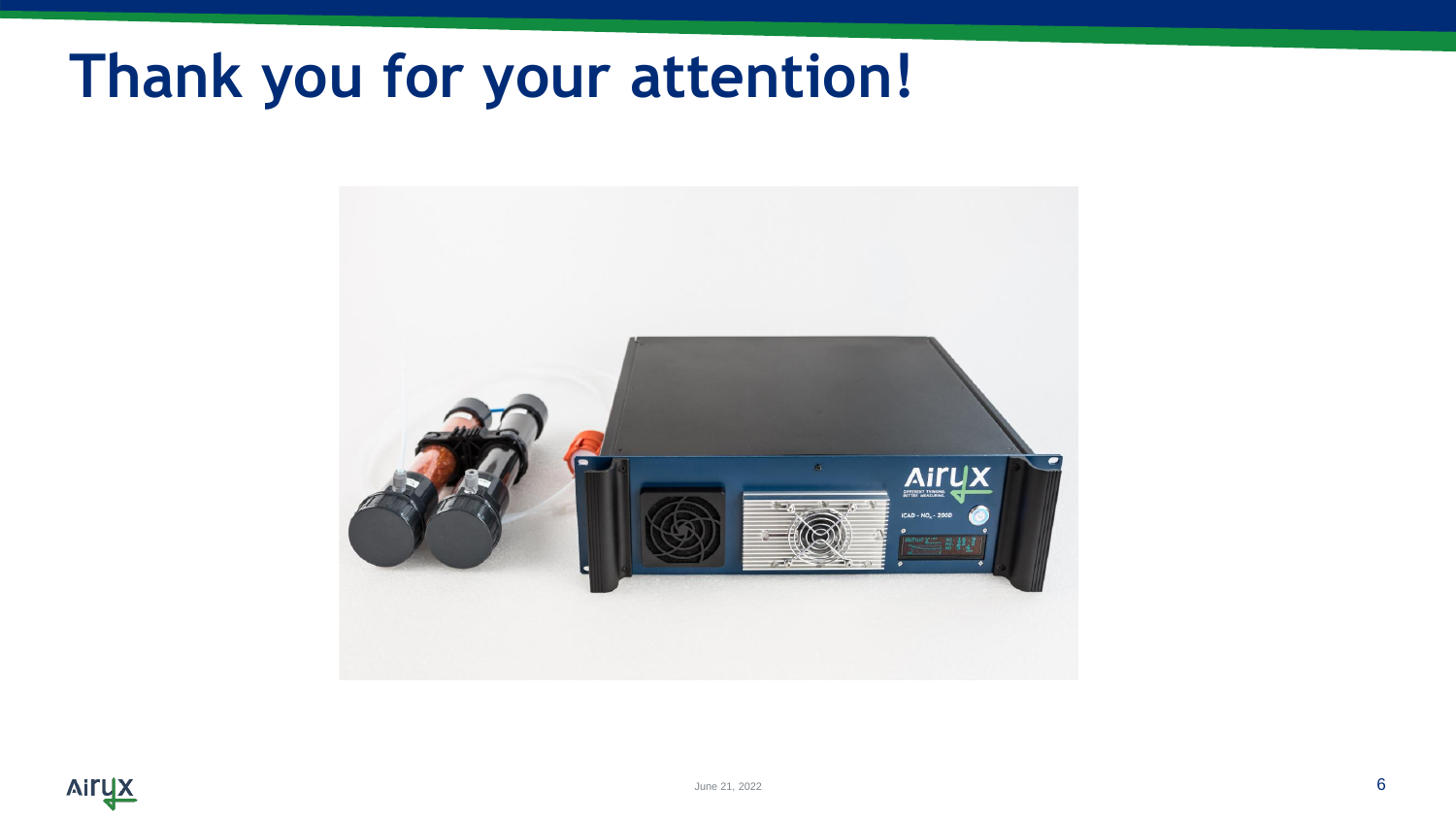# Thank you for your attention!